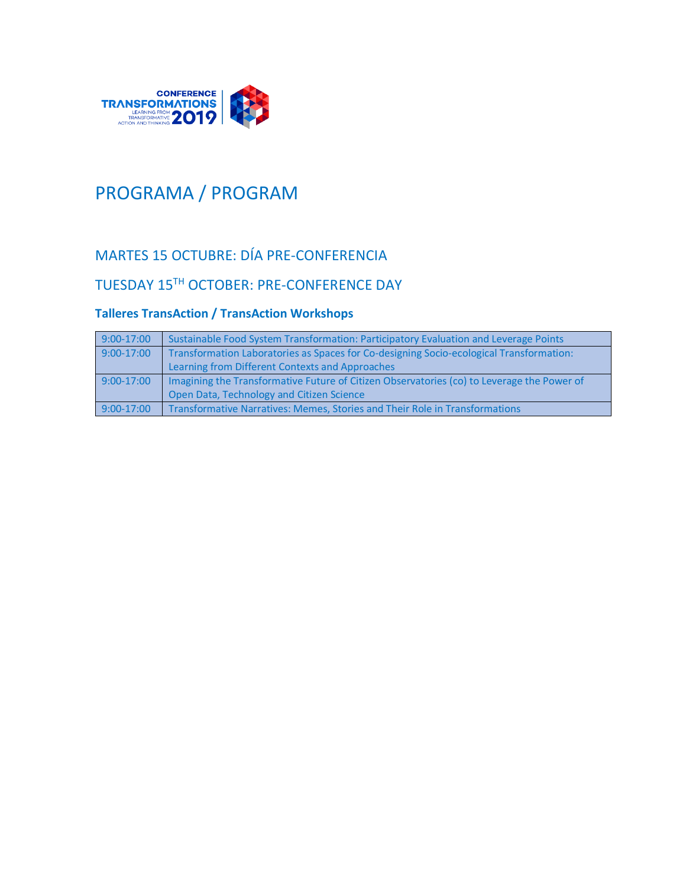CONFERENCE TRANSFORMATIONS 2019 — LEARNING FROM TRANSFORMATIVE ACTION AND THINKING

# PROGRAMA / PROGRAM

## MARTES 15 OCTUBRE: DÍA PRE-CONFERENCIA

## TUESDAY 15[TH] OCTOBER: PRE-CONFERENCE DAY

### Talleres TransAction / TransAction Workshops

| | |
|---|---|
| 9:00-17:00 | Sustainable Food System Transformation: Participatory Evaluation and Leverage Points |
| 9:00-17:00 | Transformation Laboratories as Spaces for Co-designing Socio-ecological Transformation: Learning from Different Contexts and Approaches |
| 9:00-17:00 | Imagining the Transformative Future of Citizen Observatories (co) to Leverage the Power of Open Data, Technology and Citizen Science |
| 9:00-17:00 | Transformative Narratives: Memes, Stories and Their Role in Transformations |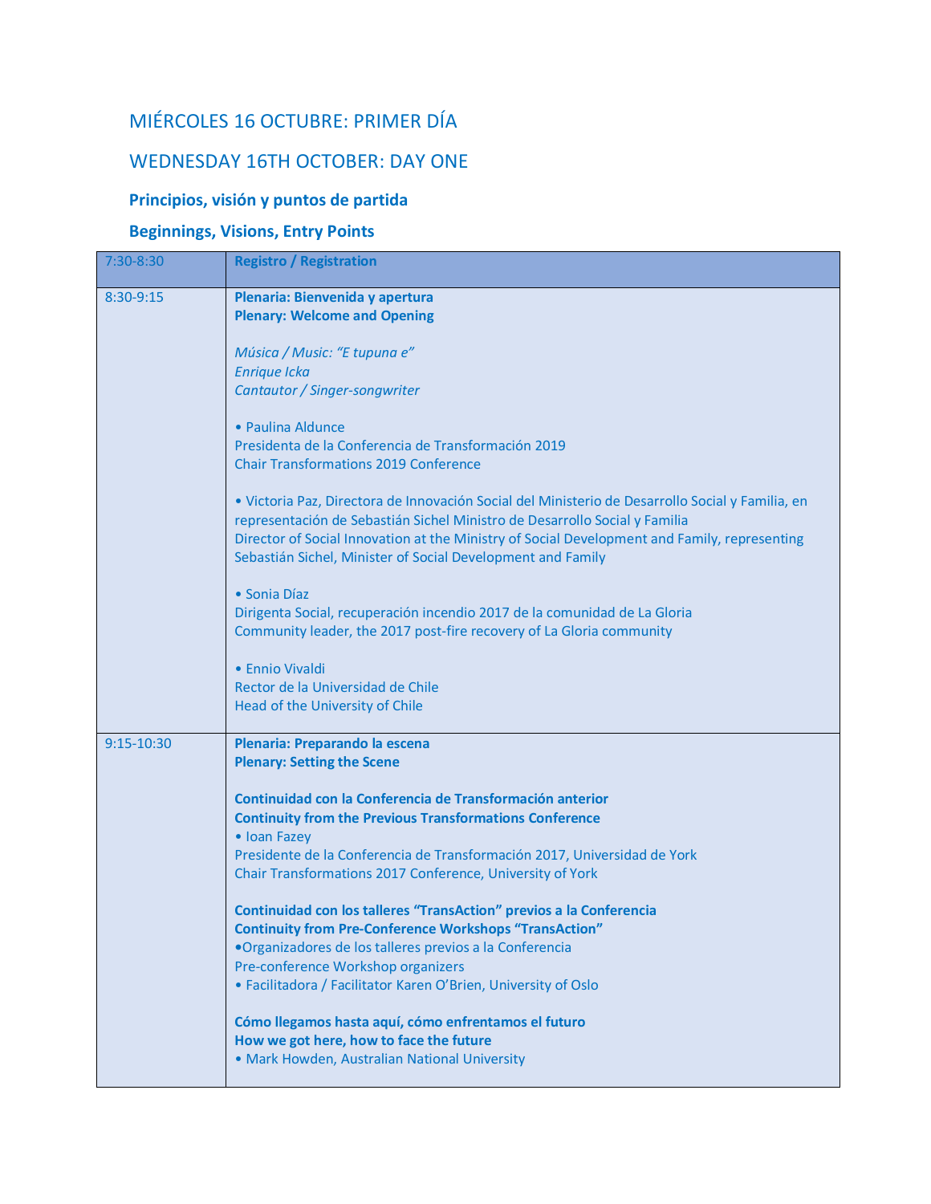## MIÉRCOLES 16 OCTUBRE: PRIMER DÍA

## WEDNESDAY 16TH OCTOBER: DAY ONE

### Principios, visión y puntos de partida

### Beginnings, Visions, Entry Points

| 7:30-8:30 | **Registro / Registration** |
|---|---|
| 8:30-9:15 | **Plenaria: Bienvenida y apertura**<br>**Plenary: Welcome and Opening**<br><br>*Música / Music: "E tupuna e"*<br>*Enrique Icka*<br>*Cantautor / Singer-songwriter*<br><br>• Paulina Aldunce<br>Presidenta de la Conferencia de Transformación 2019<br>Chair Transformations 2019 Conference<br><br>• Victoria Paz, Directora de Innovación Social del Ministerio de Desarrollo Social y Familia, en representación de Sebastián Sichel Ministro de Desarrollo Social y Familia<br>Director of Social Innovation at the Ministry of Social Development and Family, representing Sebastián Sichel, Minister of Social Development and Family<br><br>• Sonia Díaz<br>Dirigenta Social, recuperación incendio 2017 de la comunidad de La Gloria<br>Community leader, the 2017 post-fire recovery of La Gloria community<br><br>• Ennio Vivaldi<br>Rector de la Universidad de Chile<br>Head of the University of Chile |
| 9:15-10:30 | **Plenaria: Preparando la escena**<br>**Plenary: Setting the Scene**<br><br>**Continuidad con la Conferencia de Transformación anterior**<br>**Continuity from the Previous Transformations Conference**<br>• Ioan Fazey<br>Presidente de la Conferencia de Transformación 2017, Universidad de York<br>Chair Transformations 2017 Conference, University of York<br><br>**Continuidad con los talleres "TransAction" previos a la Conferencia**<br>**Continuity from Pre-Conference Workshops "TransAction"**<br>•Organizadores de los talleres previos a la Conferencia<br>Pre-conference Workshop organizers<br>• Facilitadora / Facilitator Karen O'Brien, University of Oslo<br><br>**Cómo llegamos hasta aquí, cómo enfrentamos el futuro**<br>**How we got here, how to face the future**<br>• Mark Howden, Australian National University |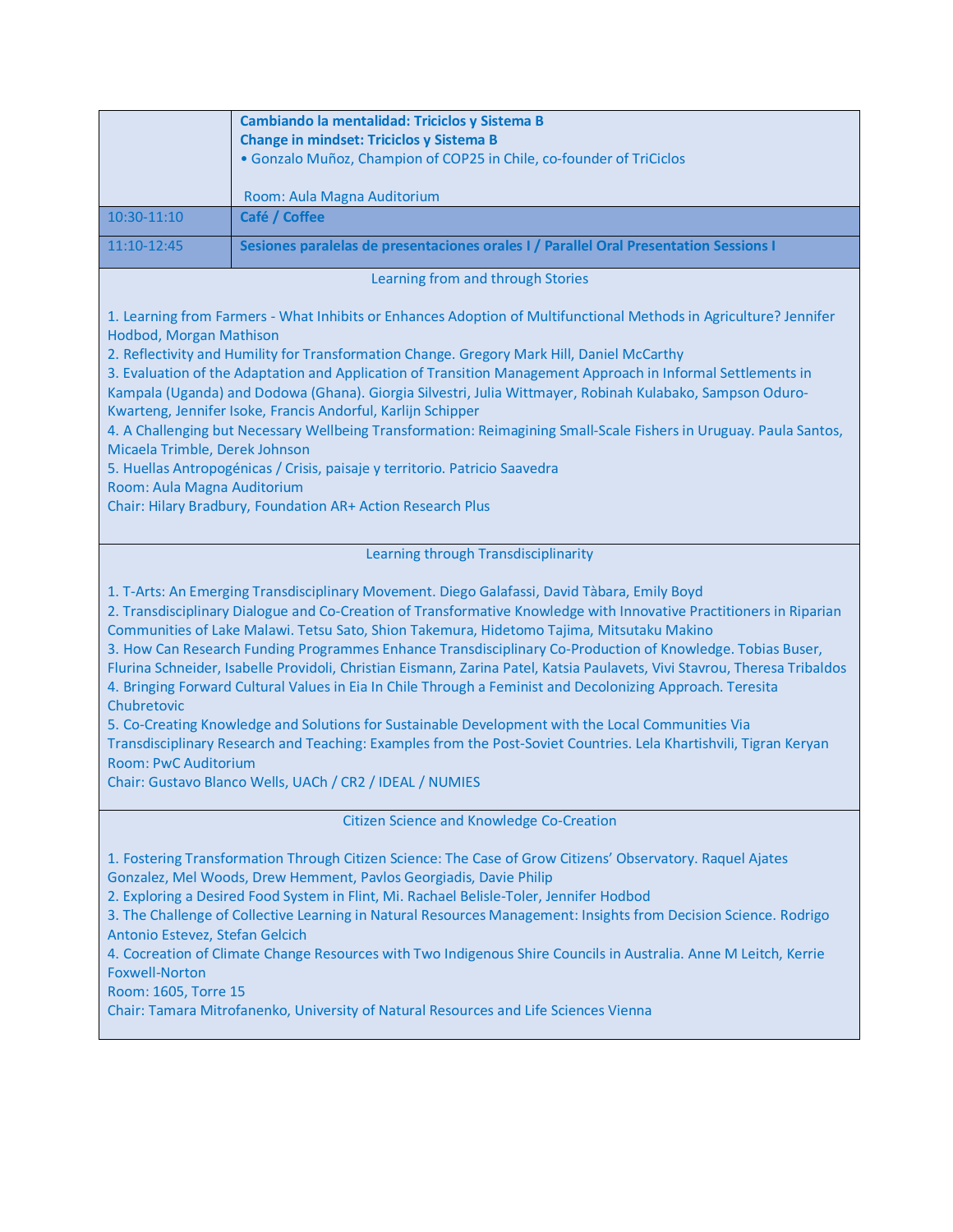| | |
|---|---|
| | **Cambiando la mentalidad: Triciclos y Sistema B**<br>**Change in mindset: Triciclos y Sistema B**<br>• Gonzalo Muñoz, Champion of COP25 in Chile, co-founder of TriCiclos<br><br>Room: Aula Magna Auditorium |
| 10:30-11:10 | **Café / Coffee** |
| 11:10-12:45 | **Sesiones paralelas de presentaciones orales I / Parallel Oral Presentation Sessions I** |

### Learning from and through Stories

1. Learning from Farmers - What Inhibits or Enhances Adoption of Multifunctional Methods in Agriculture? Jennifer Hodbod, Morgan Mathison
2. Reflectivity and Humility for Transformation Change. Gregory Mark Hill, Daniel McCarthy
3. Evaluation of the Adaptation and Application of Transition Management Approach in Informal Settlements in Kampala (Uganda) and Dodowa (Ghana). Giorgia Silvestri, Julia Wittmayer, Robinah Kulabako, Sampson Oduro-Kwarteng, Jennifer Isoke, Francis Andorful, Karlijn Schipper
4. A Challenging but Necessary Wellbeing Transformation: Reimagining Small-Scale Fishers in Uruguay. Paula Santos, Micaela Trimble, Derek Johnson
5. Huellas Antropogénicas / Crisis, paisaje y territorio. Patricio Saavedra

Room: Aula Magna Auditorium
Chair: Hilary Bradbury, Foundation AR+ Action Research Plus

### Learning through Transdisciplinarity

1. T-Arts: An Emerging Transdisciplinary Movement. Diego Galafassi, David Tàbara, Emily Boyd
2. Transdisciplinary Dialogue and Co-Creation of Transformative Knowledge with Innovative Practitioners in Riparian Communities of Lake Malawi. Tetsu Sato, Shion Takemura, Hidetomo Tajima, Mitsutaku Makino
3. How Can Research Funding Programmes Enhance Transdisciplinary Co-Production of Knowledge. Tobias Buser, Flurina Schneider, Isabelle Providoli, Christian Eismann, Zarina Patel, Katsia Paulavets, Vivi Stavrou, Theresa Tribaldos
4. Bringing Forward Cultural Values in Eia In Chile Through a Feminist and Decolonizing Approach. Teresita Chubretovic
5. Co-Creating Knowledge and Solutions for Sustainable Development with the Local Communities Via Transdisciplinary Research and Teaching: Examples from the Post-Soviet Countries. Lela Khartishvili, Tigran Keryan

Room: PwC Auditorium
Chair: Gustavo Blanco Wells, UACh / CR2 / IDEAL / NUMIES

### Citizen Science and Knowledge Co-Creation

1. Fostering Transformation Through Citizen Science: The Case of Grow Citizens' Observatory. Raquel Ajates Gonzalez, Mel Woods, Drew Hemment, Pavlos Georgiadis, Davie Philip
2. Exploring a Desired Food System in Flint, Mi. Rachael Belisle-Toler, Jennifer Hodbod
3. The Challenge of Collective Learning in Natural Resources Management: Insights from Decision Science. Rodrigo Antonio Estevez, Stefan Gelcich
4. Cocreation of Climate Change Resources with Two Indigenous Shire Councils in Australia. Anne M Leitch, Kerrie Foxwell-Norton

Room: 1605, Torre 15
Chair: Tamara Mitrofanenko, University of Natural Resources and Life Sciences Vienna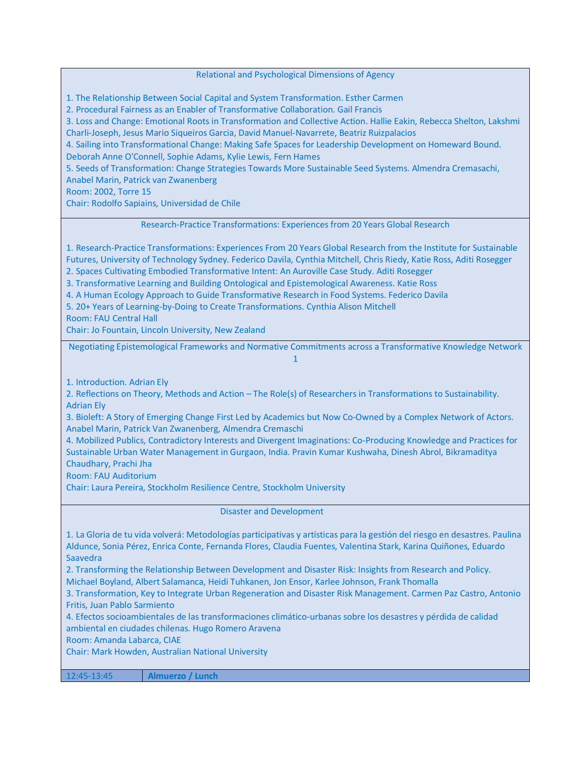### Relational and Psychological Dimensions of Agency

1. The Relationship Between Social Capital and System Transformation. Esther Carmen
2. Procedural Fairness as an Enabler of Transformative Collaboration. Gail Francis
3. Loss and Change: Emotional Roots in Transformation and Collective Action. Hallie Eakin, Rebecca Shelton, Lakshmi Charli-Joseph, Jesus Mario Siqueiros Garcia, David Manuel-Navarrete, Beatriz Ruizpalacios
4. Sailing into Transformational Change: Making Safe Spaces for Leadership Development on Homeward Bound. Deborah Anne O'Connell, Sophie Adams, Kylie Lewis, Fern Hames
5. Seeds of Transformation: Change Strategies Towards More Sustainable Seed Systems. Almendra Cremasachi, Anabel Marin, Patrick van Zwanenberg

Room: 2002, Torre 15
Chair: Rodolfo Sapiains, Universidad de Chile

### Research-Practice Transformations: Experiences from 20 Years Global Research

1. Research-Practice Transformations: Experiences From 20 Years Global Research from the Institute for Sustainable Futures, University of Technology Sydney. Federico Davila, Cynthia Mitchell, Chris Riedy, Katie Ross, Aditi Rosegger
2. Spaces Cultivating Embodied Transformative Intent: An Auroville Case Study. Aditi Rosegger
3. Transformative Learning and Building Ontological and Epistemological Awareness. Katie Ross
4. A Human Ecology Approach to Guide Transformative Research in Food Systems. Federico Davila
5. 20+ Years of Learning-by-Doing to Create Transformations. Cynthia Alison Mitchell

Room: FAU Central Hall
Chair: Jo Fountain, Lincoln University, New Zealand

### Negotiating Epistemological Frameworks and Normative Commitments across a Transformative Knowledge Network 1

1. Introduction. Adrian Ely
2. Reflections on Theory, Methods and Action – The Role(s) of Researchers in Transformations to Sustainability. Adrian Ely
3. Bioleft: A Story of Emerging Change First Led by Academics but Now Co-Owned by a Complex Network of Actors. Anabel Marin, Patrick Van Zwanenberg, Almendra Cremaschi
4. Mobilized Publics, Contradictory Interests and Divergent Imaginations: Co-Producing Knowledge and Practices for Sustainable Urban Water Management in Gurgaon, India. Pravin Kumar Kushwaha, Dinesh Abrol, Bikramaditya Chaudhary, Prachi Jha

Room: FAU Auditorium
Chair: Laura Pereira, Stockholm Resilience Centre, Stockholm University

### Disaster and Development

1. La Gloria de tu vida volverá: Metodologías participativas y artísticas para la gestión del riesgo en desastres. Paulina Aldunce, Sonia Pérez, Enrica Conte, Fernanda Flores, Claudia Fuentes, Valentina Stark, Karina Quiñones, Eduardo Saavedra
2. Transforming the Relationship Between Development and Disaster Risk: Insights from Research and Policy. Michael Boyland, Albert Salamanca, Heidi Tuhkanen, Jon Ensor, Karlee Johnson, Frank Thomalla
3. Transformation, Key to Integrate Urban Regeneration and Disaster Risk Management. Carmen Paz Castro, Antonio Fritis, Juan Pablo Sarmiento
4. Efectos socioambientales de las transformaciones climático-urbanas sobre los desastres y pérdida de calidad ambiental en ciudades chilenas. Hugo Romero Aravena

Room: Amanda Labarca, CIAE
Chair: Mark Howden, Australian National University

| 12:45-13:45 | **Almuerzo / Lunch** |
| --- | --- |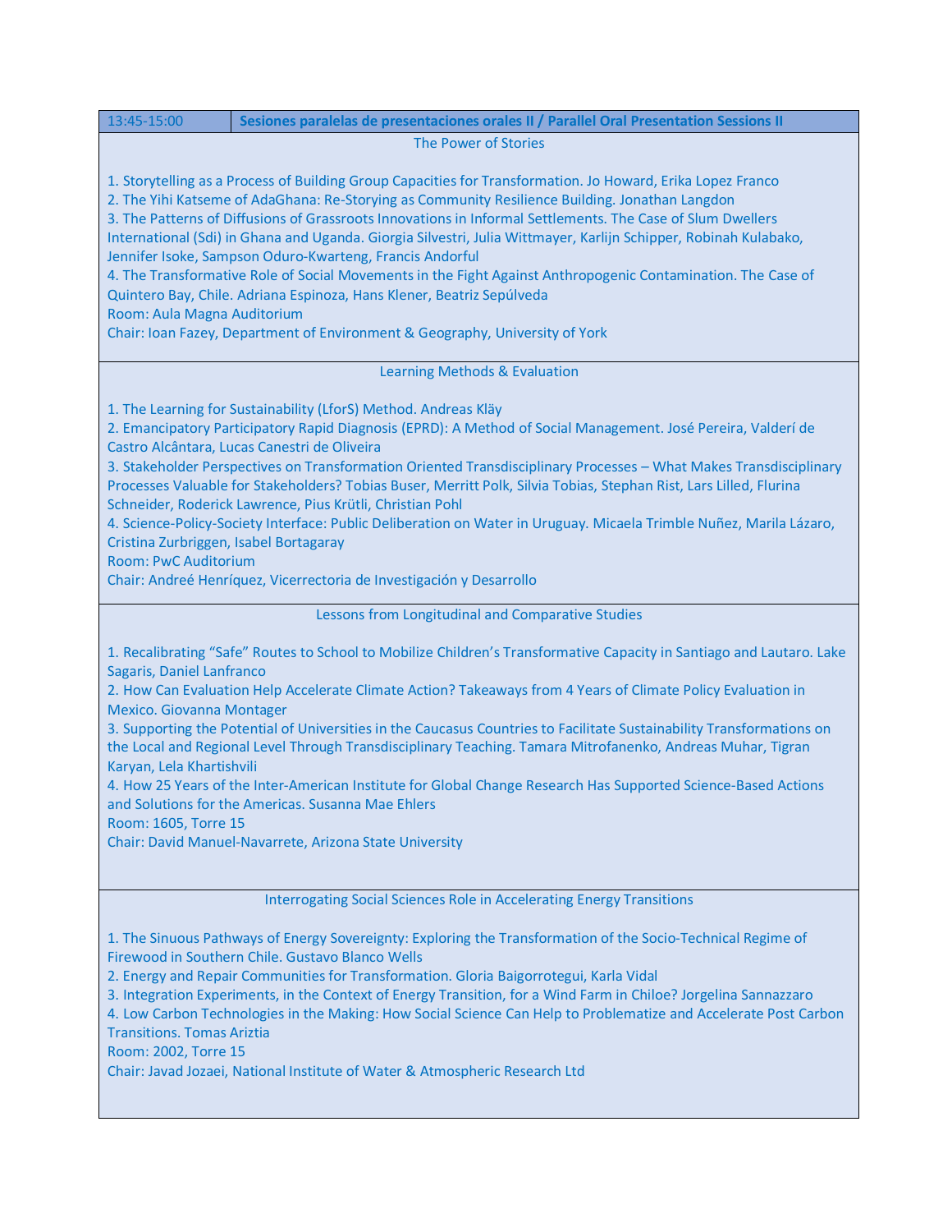| 13:45-15:00 | **Sesiones paralelas de presentaciones orales II / Parallel Oral Presentation Sessions II** |
|---|---|

### The Power of Stories

1. Storytelling as a Process of Building Group Capacities for Transformation. Jo Howard, Erika Lopez Franco
2. The Yihi Katseme of AdaGhana: Re-Storying as Community Resilience Building. Jonathan Langdon
3. The Patterns of Diffusions of Grassroots Innovations in Informal Settlements. The Case of Slum Dwellers International (Sdi) in Ghana and Uganda. Giorgia Silvestri, Julia Wittmayer, Karlijn Schipper, Robinah Kulabako, Jennifer Isoke, Sampson Oduro-Kwarteng, Francis Andorful
4. The Transformative Role of Social Movements in the Fight Against Anthropogenic Contamination. The Case of Quintero Bay, Chile. Adriana Espinoza, Hans Klener, Beatriz Sepúlveda

Room: Aula Magna Auditorium
Chair: Ioan Fazey, Department of Environment & Geography, University of York

### Learning Methods & Evaluation

1. The Learning for Sustainability (LforS) Method. Andreas Kläy
2. Emancipatory Participatory Rapid Diagnosis (EPRD): A Method of Social Management. José Pereira, Valderí de Castro Alcântara, Lucas Canestri de Oliveira
3. Stakeholder Perspectives on Transformation Oriented Transdisciplinary Processes – What Makes Transdisciplinary Processes Valuable for Stakeholders? Tobias Buser, Merritt Polk, Silvia Tobias, Stephan Rist, Lars Lilled, Flurina Schneider, Roderick Lawrence, Pius Krütli, Christian Pohl
4. Science-Policy-Society Interface: Public Deliberation on Water in Uruguay. Micaela Trimble Nuñez, Marila Lázaro, Cristina Zurbriggen, Isabel Bortagaray

Room: PwC Auditorium
Chair: Andreé Henríquez, Vicerrectoria de Investigación y Desarrollo

### Lessons from Longitudinal and Comparative Studies

1. Recalibrating "Safe" Routes to School to Mobilize Children's Transformative Capacity in Santiago and Lautaro. Lake Sagaris, Daniel Lanfranco
2. How Can Evaluation Help Accelerate Climate Action? Takeaways from 4 Years of Climate Policy Evaluation in Mexico. Giovanna Montager
3. Supporting the Potential of Universities in the Caucasus Countries to Facilitate Sustainability Transformations on the Local and Regional Level Through Transdisciplinary Teaching. Tamara Mitrofanenko, Andreas Muhar, Tigran Karyan, Lela Khartishvili
4. How 25 Years of the Inter-American Institute for Global Change Research Has Supported Science-Based Actions and Solutions for the Americas. Susanna Mae Ehlers

Room: 1605, Torre 15
Chair: David Manuel-Navarrete, Arizona State University

### Interrogating Social Sciences Role in Accelerating Energy Transitions

1. The Sinuous Pathways of Energy Sovereignty: Exploring the Transformation of the Socio-Technical Regime of Firewood in Southern Chile. Gustavo Blanco Wells
2. Energy and Repair Communities for Transformation. Gloria Baigorrotegui, Karla Vidal
3. Integration Experiments, in the Context of Energy Transition, for a Wind Farm in Chiloe? Jorgelina Sannazzaro
4. Low Carbon Technologies in the Making: How Social Science Can Help to Problematize and Accelerate Post Carbon Transitions. Tomas Ariztia

Room: 2002, Torre 15
Chair: Javad Jozaei, National Institute of Water & Atmospheric Research Ltd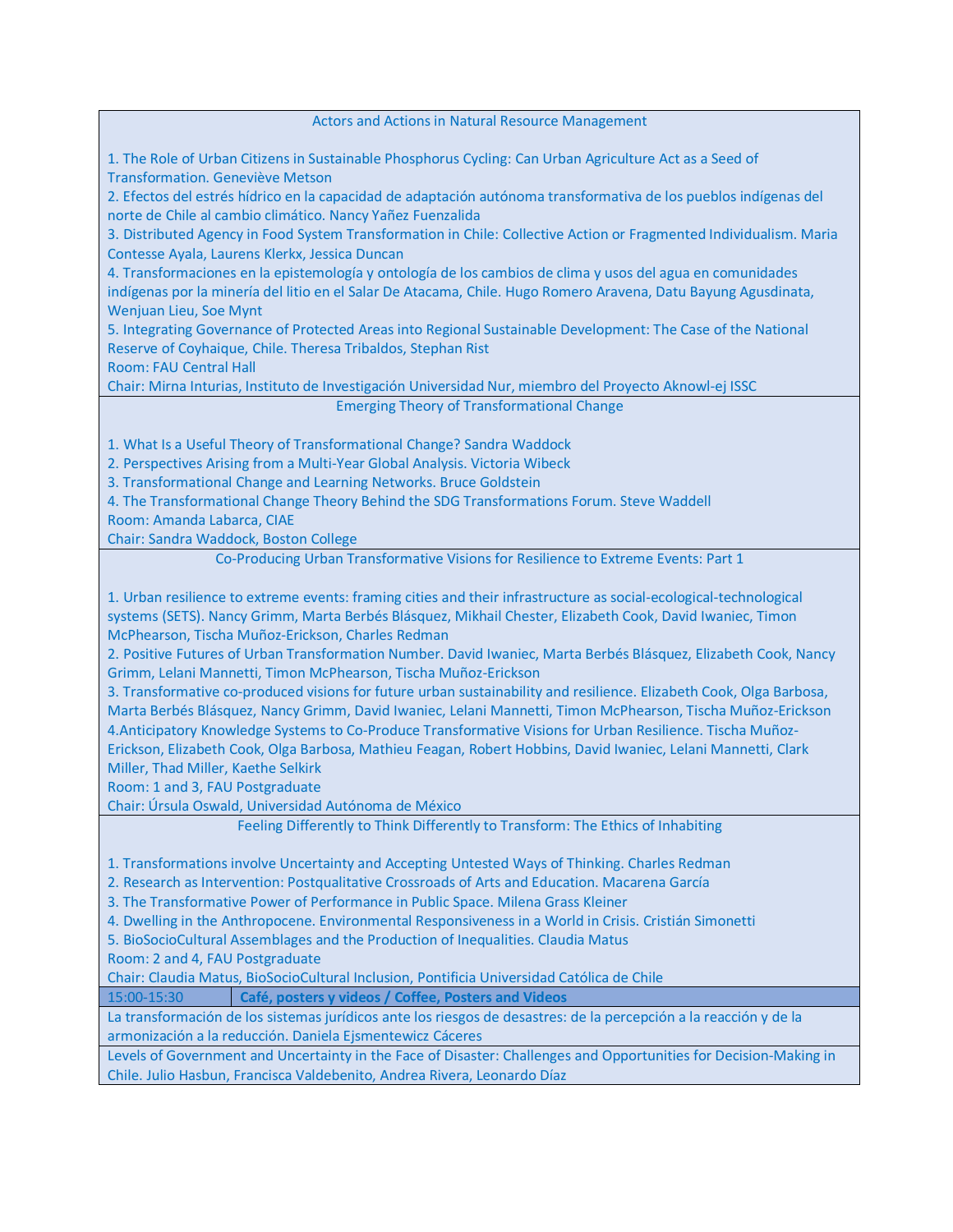### Actors and Actions in Natural Resource Management

1. The Role of Urban Citizens in Sustainable Phosphorus Cycling: Can Urban Agriculture Act as a Seed of Transformation. Geneviève Metson
2. Efectos del estrés hídrico en la capacidad de adaptación autónoma transformativa de los pueblos indígenas del norte de Chile al cambio climático. Nancy Yañez Fuenzalida
3. Distributed Agency in Food System Transformation in Chile: Collective Action or Fragmented Individualism. Maria Contesse Ayala, Laurens Klerkx, Jessica Duncan
4. Transformaciones en la epistemología y ontología de los cambios de clima y usos del agua en comunidades indígenas por la minería del litio en el Salar De Atacama, Chile. Hugo Romero Aravena, Datu Bayung Agusdinata, Wenjuan Lieu, Soe Mynt
5. Integrating Governance of Protected Areas into Regional Sustainable Development: The Case of the National Reserve of Coyhaique, Chile. Theresa Tribaldos, Stephan Rist

Room: FAU Central Hall
Chair: Mirna Inturias, Instituto de Investigación Universidad Nur, miembro del Proyecto Aknowl-ej ISSC

### Emerging Theory of Transformational Change

1. What Is a Useful Theory of Transformational Change? Sandra Waddock
2. Perspectives Arising from a Multi-Year Global Analysis. Victoria Wibeck
3. Transformational Change and Learning Networks. Bruce Goldstein
4. The Transformational Change Theory Behind the SDG Transformations Forum. Steve Waddell

Room: Amanda Labarca, CIAE
Chair: Sandra Waddock, Boston College

### Co-Producing Urban Transformative Visions for Resilience to Extreme Events: Part 1

1. Urban resilience to extreme events: framing cities and their infrastructure as social-ecological-technological systems (SETS). Nancy Grimm, Marta Berbés Blásquez, Mikhail Chester, Elizabeth Cook, David Iwaniec, Timon McPhearson, Tischa Muñoz-Erickson, Charles Redman
2. Positive Futures of Urban Transformation Number. David Iwaniec, Marta Berbés Blásquez, Elizabeth Cook, Nancy Grimm, Lelani Mannetti, Timon McPhearson, Tischa Muñoz-Erickson
3. Transformative co-produced visions for future urban sustainability and resilience. Elizabeth Cook, Olga Barbosa, Marta Berbés Blásquez, Nancy Grimm, David Iwaniec, Lelani Mannetti, Timon McPhearson, Tischa Muñoz-Erickson
4. Anticipatory Knowledge Systems to Co-Produce Transformative Visions for Urban Resilience. Tischa Muñoz-Erickson, Elizabeth Cook, Olga Barbosa, Mathieu Feagan, Robert Hobbins, David Iwaniec, Lelani Mannetti, Clark Miller, Thad Miller, Kaethe Selkirk

Room: 1 and 3, FAU Postgraduate
Chair: Úrsula Oswald, Universidad Autónoma de México

### Feeling Differently to Think Differently to Transform: The Ethics of Inhabiting

1. Transformations involve Uncertainty and Accepting Untested Ways of Thinking. Charles Redman
2. Research as Intervention: Postqualitative Crossroads of Arts and Education. Macarena García
3. The Transformative Power of Performance in Public Space. Milena Grass Kleiner
4. Dwelling in the Anthropocene. Environmental Responsiveness in a World in Crisis. Cristián Simonetti
5. BioSocioCultural Assemblages and the Production of Inequalities. Claudia Matus

Room: 2 and 4, FAU Postgraduate
Chair: Claudia Matus, BioSocioCultural Inclusion, Pontificia Universidad Católica de Chile

| 15:00-15:30 | **Café, posters y videos / Coffee, Posters and Videos** |
| --- | --- |

La transformación de los sistemas jurídicos ante los riesgos de desastres: de la percepción a la reacción y de la armonización a la reducción. Daniela Ejsmentewicz Cáceres

Levels of Government and Uncertainty in the Face of Disaster: Challenges and Opportunities for Decision-Making in Chile. Julio Hasbun, Francisca Valdebenito, Andrea Rivera, Leonardo Díaz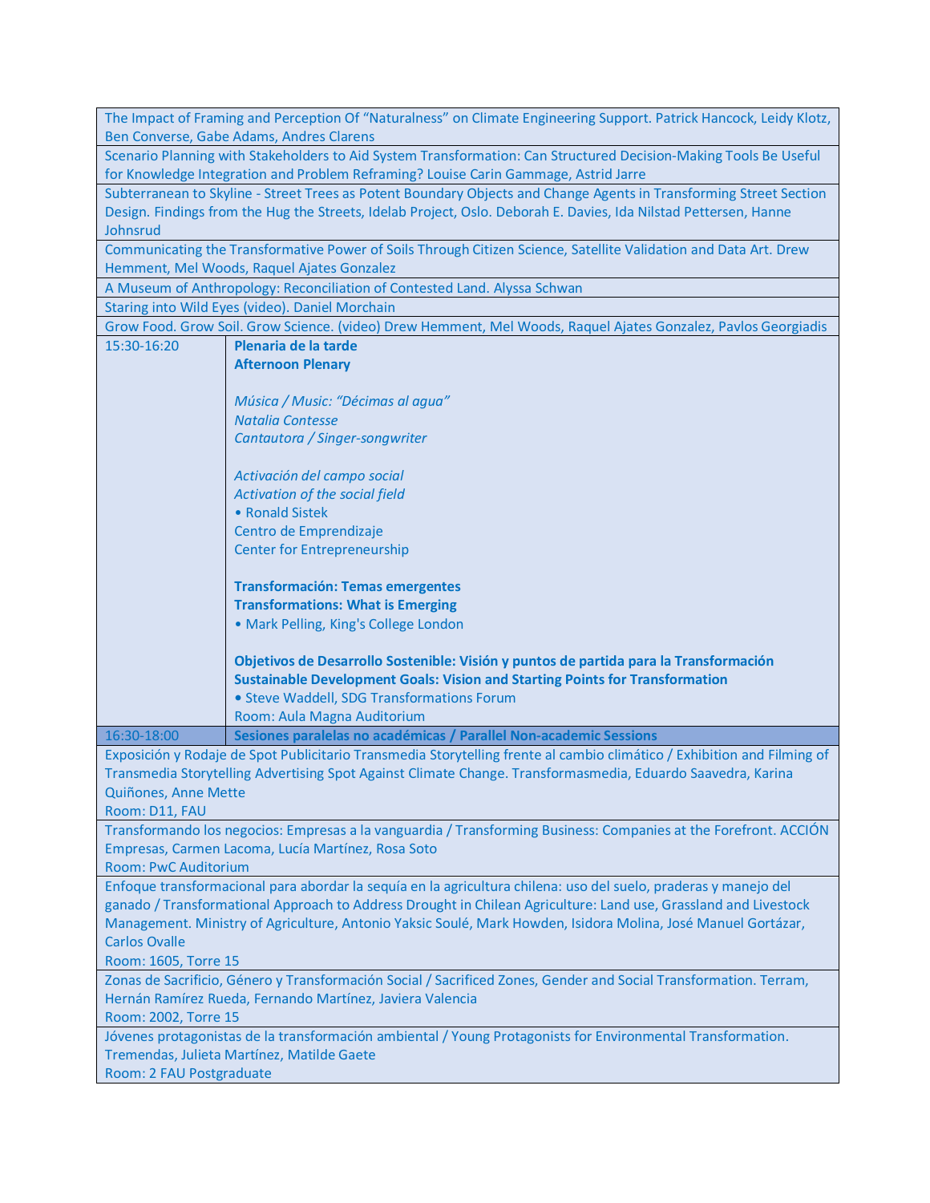| | |
|---|---|
| The Impact of Framing and Perception Of "Naturalness" on Climate Engineering Support. Patrick Hancock, Leidy Klotz, Ben Converse, Gabe Adams, Andres Clarens | |
| Scenario Planning with Stakeholders to Aid System Transformation: Can Structured Decision-Making Tools Be Useful for Knowledge Integration and Problem Reframing? Louise Carin Gammage, Astrid Jarre | |
| Subterranean to Skyline - Street Trees as Potent Boundary Objects and Change Agents in Transforming Street Section Design. Findings from the Hug the Streets, Idelab Project, Oslo. Deborah E. Davies, Ida Nilstad Pettersen, Hanne Johnsrud | |
| Communicating the Transformative Power of Soils Through Citizen Science, Satellite Validation and Data Art. Drew Hemment, Mel Woods, Raquel Ajates Gonzalez | |
| A Museum of Anthropology: Reconciliation of Contested Land. Alyssa Schwan | |
| Staring into Wild Eyes (video). Daniel Morchain | |
| Grow Food. Grow Soil. Grow Science. (video) Drew Hemment, Mel Woods, Raquel Ajates Gonzalez, Pavlos Georgiadis | |
| 15:30-16:20 | **Plenaria de la tarde**<br>**Afternoon Plenary**<br><br>*Música / Music: "Décimas al agua"*<br>*Natalia Contesse*<br>*Cantautora / Singer-songwriter*<br><br>*Activación del campo social*<br>*Activation of the social field*<br>• Ronald Sistek<br>Centro de Emprendizaje<br>Center for Entrepreneurship<br><br>**Transformación: Temas emergentes**<br>**Transformations: What is Emerging**<br>• Mark Pelling, King's College London<br><br>**Objetivos de Desarrollo Sostenible: Visión y puntos de partida para la Transformación**<br>**Sustainable Development Goals: Vision and Starting Points for Transformation**<br>• Steve Waddell, SDG Transformations Forum<br>Room: Aula Magna Auditorium |
| 16:30-18:00 | **Sesiones paralelas no académicas / Parallel Non-academic Sessions** |
| Exposición y Rodaje de Spot Publicitario Transmedia Storytelling frente al cambio climático / Exhibition and Filming of Transmedia Storytelling Advertising Spot Against Climate Change. Transformasmedia, Eduardo Saavedra, Karina Quiñones, Anne Mette<br>Room: D11, FAU | |
| Transformando los negocios: Empresas a la vanguardia / Transforming Business: Companies at the Forefront. ACCIÓN Empresas, Carmen Lacoma, Lucía Martínez, Rosa Soto<br>Room: PwC Auditorium | |
| Enfoque transformacional para abordar la sequía en la agricultura chilena: uso del suelo, praderas y manejo del ganado / Transformational Approach to Address Drought in Chilean Agriculture: Land use, Grassland and Livestock Management. Ministry of Agriculture, Antonio Yaksic Soulé, Mark Howden, Isidora Molina, José Manuel Gortázar, Carlos Ovalle<br>Room: 1605, Torre 15 | |
| Zonas de Sacrificio, Género y Transformación Social / Sacrificed Zones, Gender and Social Transformation. Terram, Hernán Ramírez Rueda, Fernando Martínez, Javiera Valencia<br>Room: 2002, Torre 15 | |
| Jóvenes protagonistas de la transformación ambiental / Young Protagonists for Environmental Transformation. Tremendas, Julieta Martínez, Matilde Gaete<br>Room: 2 FAU Postgraduate | |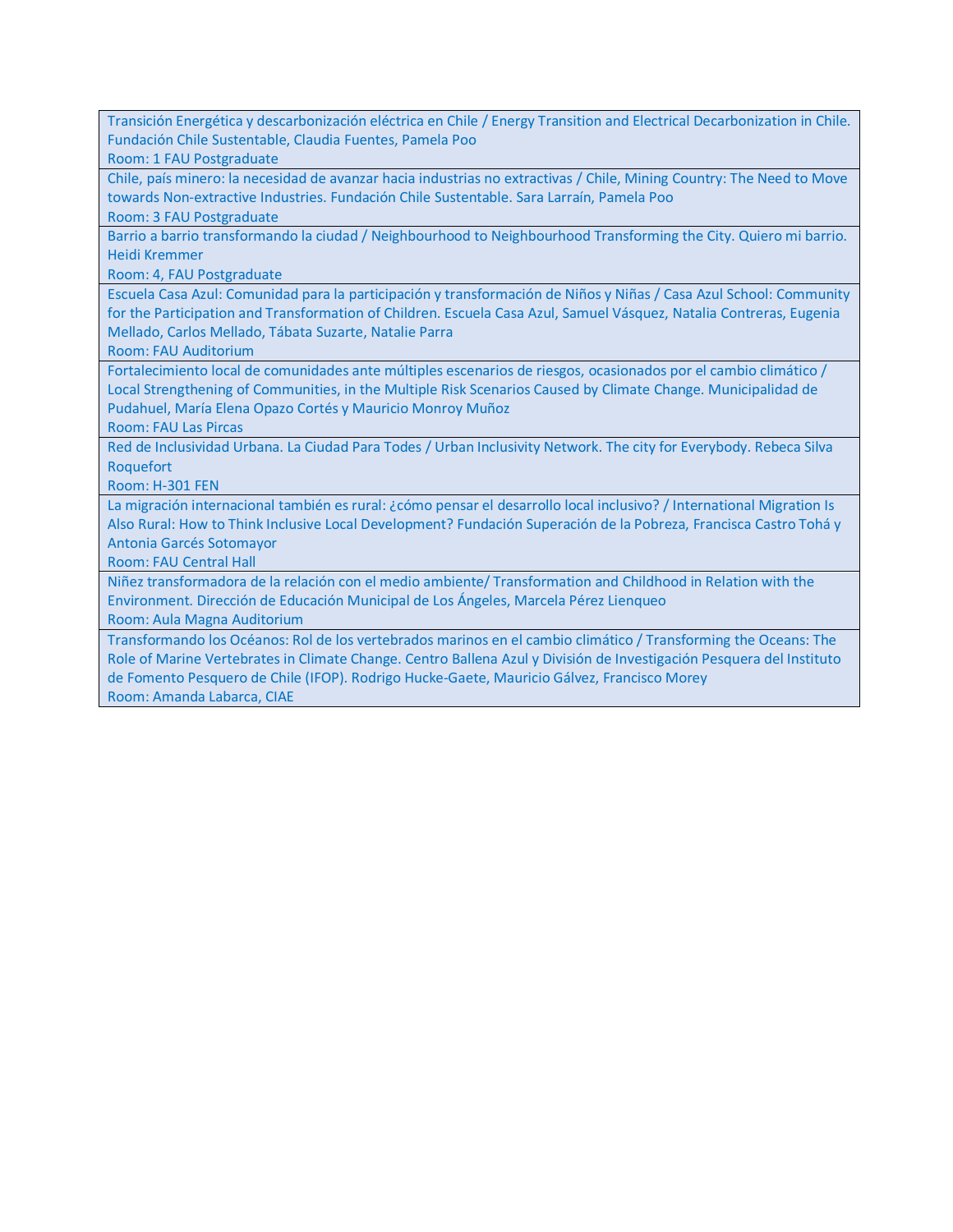| |
|---|
| Transición Energética y descarbonización eléctrica en Chile / Energy Transition and Electrical Decarbonization in Chile. Fundación Chile Sustentable, Claudia Fuentes, Pamela Poo<br>Room: 1 FAU Postgraduate |
| Chile, país minero: la necesidad de avanzar hacia industrias no extractivas / Chile, Mining Country: The Need to Move towards Non-extractive Industries. Fundación Chile Sustentable. Sara Larraín, Pamela Poo<br>Room: 3 FAU Postgraduate |
| Barrio a barrio transformando la ciudad / Neighbourhood to Neighbourhood Transforming the City. Quiero mi barrio. Heidi Kremmer<br>Room: 4, FAU Postgraduate |
| Escuela Casa Azul: Comunidad para la participación y transformación de Niños y Niñas / Casa Azul School: Community for the Participation and Transformation of Children. Escuela Casa Azul, Samuel Vásquez, Natalia Contreras, Eugenia Mellado, Carlos Mellado, Tábata Suzarte, Natalie Parra<br>Room: FAU Auditorium |
| Fortalecimiento local de comunidades ante múltiples escenarios de riesgos, ocasionados por el cambio climático / Local Strengthening of Communities, in the Multiple Risk Scenarios Caused by Climate Change. Municipalidad de Pudahuel, María Elena Opazo Cortés y Mauricio Monroy Muñoz<br>Room: FAU Las Pircas |
| Red de Inclusividad Urbana. La Ciudad Para Todes / Urban Inclusivity Network. The city for Everybody. Rebeca Silva Roquefort<br>Room: H-301 FEN |
| La migración internacional también es rural: ¿cómo pensar el desarrollo local inclusivo? / International Migration Is Also Rural: How to Think Inclusive Local Development? Fundación Superación de la Pobreza, Francisca Castro Tohá y Antonia Garcés Sotomayor<br>Room: FAU Central Hall |
| Niñez transformadora de la relación con el medio ambiente/ Transformation and Childhood in Relation with the Environment. Dirección de Educación Municipal de Los Ángeles, Marcela Pérez Lienqueo<br>Room: Aula Magna Auditorium |
| Transformando los Océanos: Rol de los vertebrados marinos en el cambio climático / Transforming the Oceans: The Role of Marine Vertebrates in Climate Change. Centro Ballena Azul y División de Investigación Pesquera del Instituto de Fomento Pesquero de Chile (IFOP). Rodrigo Hucke-Gaete, Mauricio Gálvez, Francisco Morey<br>Room: Amanda Labarca, CIAE |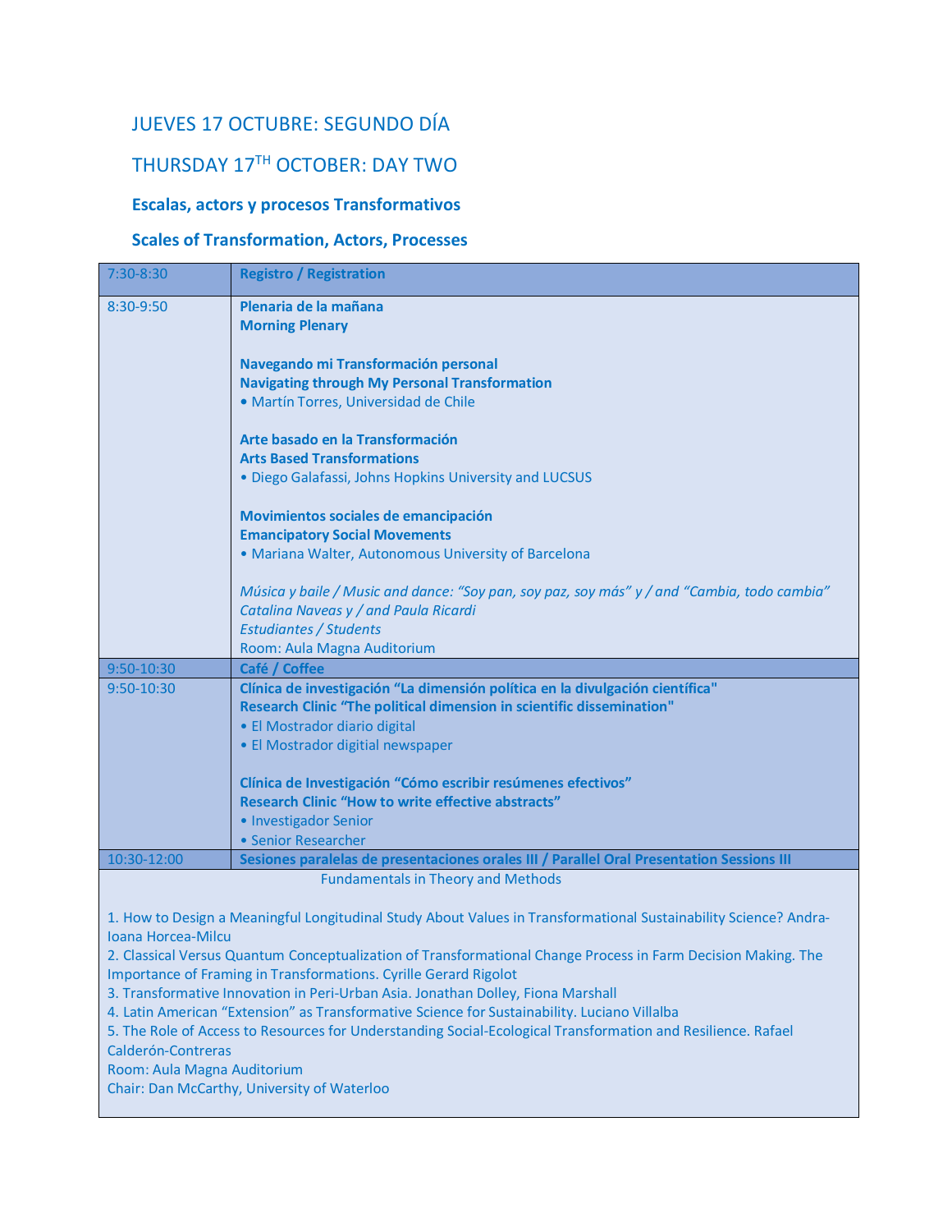## JUEVES 17 OCTUBRE: SEGUNDO DÍA

## THURSDAY 17TH OCTOBER: DAY TWO

### Escalas, actors y procesos Transformativos

### Scales of Transformation, Actors, Processes

| | |
|---|---|
| 7:30-8:30 | **Registro / Registration** |
| 8:30-9:50 | **Plenaria de la mañana**<br>**Morning Plenary**<br><br>**Navegando mi Transformación personal**<br>**Navigating through My Personal Transformation**<br>• Martín Torres, Universidad de Chile<br><br>**Arte basado en la Transformación**<br>**Arts Based Transformations**<br>• Diego Galafassi, Johns Hopkins University and LUCSUS<br><br>**Movimientos sociales de emancipación**<br>**Emancipatory Social Movements**<br>• Mariana Walter, Autonomous University of Barcelona<br><br>*Música y baile / Music and dance: "Soy pan, soy paz, soy más" y / and "Cambia, todo cambia"*<br>*Catalina Naveas y / and Paula Ricardi*<br>*Estudiantes / Students*<br>Room: Aula Magna Auditorium |
| 9:50-10:30 | **Café / Coffee** |
| 9:50-10:30 | **Clínica de investigación "La dimensión política en la divulgación científica"**<br>**Research Clinic "The political dimension in scientific dissemination"**<br>• El Mostrador diario digital<br>• El Mostrador digitial newspaper<br><br>**Clínica de Investigación "Cómo escribir resúmenes efectivos"**<br>**Research Clinic "How to write effective abstracts"**<br>• Investigador Senior<br>• Senior Researcher |
| 10:30-12:00 | **Sesiones paralelas de presentaciones orales III / Parallel Oral Presentation Sessions III** |

Fundamentals in Theory and Methods

1. How to Design a Meaningful Longitudinal Study About Values in Transformational Sustainability Science? Andra-Ioana Horcea-Milcu
2. Classical Versus Quantum Conceptualization of Transformational Change Process in Farm Decision Making. The Importance of Framing in Transformations. Cyrille Gerard Rigolot
3. Transformative Innovation in Peri-Urban Asia. Jonathan Dolley, Fiona Marshall
4. Latin American "Extension" as Transformative Science for Sustainability. Luciano Villalba
5. The Role of Access to Resources for Understanding Social-Ecological Transformation and Resilience. Rafael Calderón-Contreras

Room: Aula Magna Auditorium
Chair: Dan McCarthy, University of Waterloo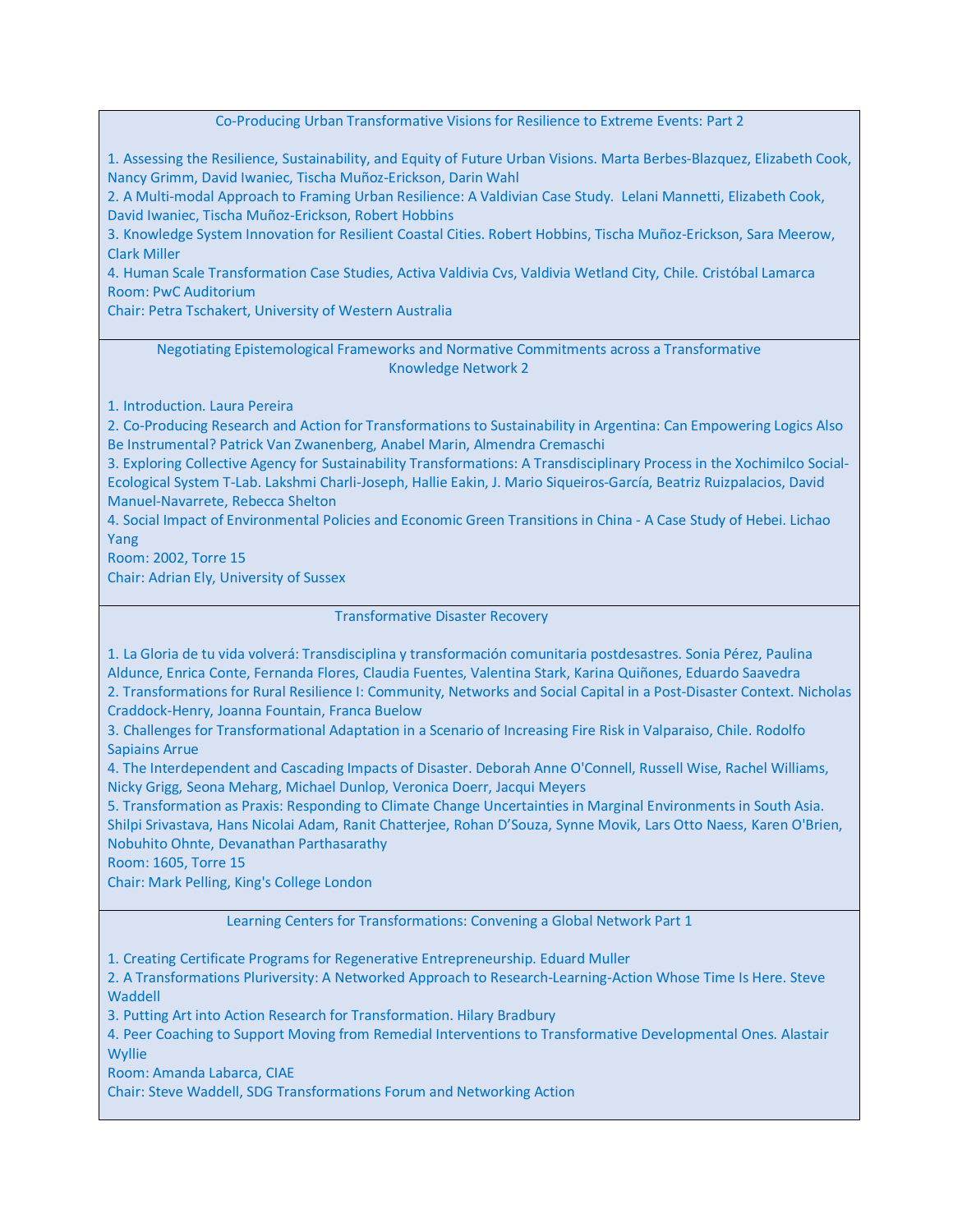## Co-Producing Urban Transformative Visions for Resilience to Extreme Events: Part 2

1. Assessing the Resilience, Sustainability, and Equity of Future Urban Visions. Marta Berbes-Blazquez, Elizabeth Cook, Nancy Grimm, David Iwaniec, Tischa Muñoz-Erickson, Darin Wahl
2. A Multi-modal Approach to Framing Urban Resilience: A Valdivian Case Study. Lelani Mannetti, Elizabeth Cook, David Iwaniec, Tischa Muñoz-Erickson, Robert Hobbins
3. Knowledge System Innovation for Resilient Coastal Cities. Robert Hobbins, Tischa Muñoz-Erickson, Sara Meerow, Clark Miller
4. Human Scale Transformation Case Studies, Activa Valdivia Cvs, Valdivia Wetland City, Chile. Cristóbal Lamarca

Room: PwC Auditorium
Chair: Petra Tschakert, University of Western Australia

## Negotiating Epistemological Frameworks and Normative Commitments across a Transformative Knowledge Network 2

1. Introduction. Laura Pereira
2. Co-Producing Research and Action for Transformations to Sustainability in Argentina: Can Empowering Logics Also Be Instrumental? Patrick Van Zwanenberg, Anabel Marin, Almendra Cremaschi
3. Exploring Collective Agency for Sustainability Transformations: A Transdisciplinary Process in the Xochimilco Social-Ecological System T-Lab. Lakshmi Charli-Joseph, Hallie Eakin, J. Mario Siqueiros-García, Beatriz Ruizpalacios, David Manuel-Navarrete, Rebecca Shelton
4. Social Impact of Environmental Policies and Economic Green Transitions in China - A Case Study of Hebei. Lichao Yang

Room: 2002, Torre 15
Chair: Adrian Ely, University of Sussex

## Transformative Disaster Recovery

1. La Gloria de tu vida volverá: Transdisciplina y transformación comunitaria postdesastres. Sonia Pérez, Paulina Aldunce, Enrica Conte, Fernanda Flores, Claudia Fuentes, Valentina Stark, Karina Quiñones, Eduardo Saavedra
2. Transformations for Rural Resilience I: Community, Networks and Social Capital in a Post-Disaster Context. Nicholas Craddock-Henry, Joanna Fountain, Franca Buelow
3. Challenges for Transformational Adaptation in a Scenario of Increasing Fire Risk in Valparaiso, Chile. Rodolfo Sapiains Arrue
4. The Interdependent and Cascading Impacts of Disaster. Deborah Anne O'Connell, Russell Wise, Rachel Williams, Nicky Grigg, Seona Meharg, Michael Dunlop, Veronica Doerr, Jacqui Meyers
5. Transformation as Praxis: Responding to Climate Change Uncertainties in Marginal Environments in South Asia. Shilpi Srivastava, Hans Nicolai Adam, Ranit Chatterjee, Rohan D'Souza, Synne Movik, Lars Otto Naess, Karen O'Brien, Nobuhito Ohnte, Devanathan Parthasarathy

Room: 1605, Torre 15
Chair: Mark Pelling, King's College London

## Learning Centers for Transformations: Convening a Global Network Part 1

1. Creating Certificate Programs for Regenerative Entrepreneurship. Eduard Muller
2. A Transformations Pluriversity: A Networked Approach to Research-Learning-Action Whose Time Is Here. Steve Waddell
3. Putting Art into Action Research for Transformation. Hilary Bradbury
4. Peer Coaching to Support Moving from Remedial Interventions to Transformative Developmental Ones. Alastair Wyllie

Room: Amanda Labarca, CIAE
Chair: Steve Waddell, SDG Transformations Forum and Networking Action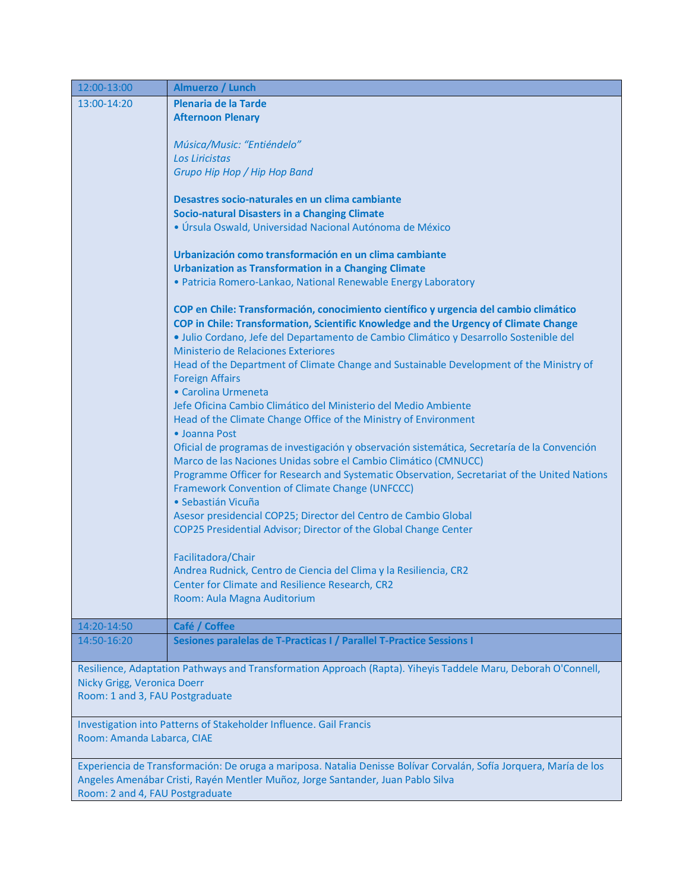| | |
|---|---|
| 12:00-13:00 | **Almuerzo / Lunch** |
| 13:00-14:20 | **Plenaria de la Tarde**<br>**Afternoon Plenary**<br><br>*Música/Music: "Entiéndelo"*<br>*Los Liricistas*<br>*Grupo Hip Hop / Hip Hop Band*<br><br>**Desastres socio-naturales en un clima cambiante**<br>**Socio-natural Disasters in a Changing Climate**<br>• Úrsula Oswald, Universidad Nacional Autónoma de México<br><br>**Urbanización como transformación en un clima cambiante**<br>**Urbanization as Transformation in a Changing Climate**<br>• Patricia Romero-Lankao, National Renewable Energy Laboratory<br><br>**COP en Chile: Transformación, conocimiento científico y urgencia del cambio climático**<br>**COP in Chile: Transformation, Scientific Knowledge and the Urgency of Climate Change**<br>• Julio Cordano, Jefe del Departamento de Cambio Climático y Desarrollo Sostenible del Ministerio de Relaciones Exteriores<br>Head of the Department of Climate Change and Sustainable Development of the Ministry of Foreign Affairs<br>• Carolina Urmeneta<br>Jefe Oficina Cambio Climático del Ministerio del Medio Ambiente<br>Head of the Climate Change Office of the Ministry of Environment<br>• Joanna Post<br>Oficial de programas de investigación y observación sistemática, Secretaría de la Convención Marco de las Naciones Unidas sobre el Cambio Climático (CMNUCC)<br>Programme Officer for Research and Systematic Observation, Secretariat of the United Nations Framework Convention of Climate Change (UNFCCC)<br>• Sebastián Vicuña<br>Asesor presidencial COP25; Director del Centro de Cambio Global<br>COP25 Presidential Advisor; Director of the Global Change Center<br><br>Facilitadora/Chair<br>Andrea Rudnick, Centro de Ciencia del Clima y la Resiliencia, CR2<br>Center for Climate and Resilience Research, CR2<br>Room: Aula Magna Auditorium |
| 14:20-14:50 | **Café / Coffee** |
| 14:50-16:20 | **Sesiones paralelas de T-Practicas I / Parallel T-Practice Sessions I** |
| Resilience, Adaptation Pathways and Transformation Approach (Rapta). Yiheyis Taddele Maru, Deborah O'Connell, Nicky Grigg, Veronica Doerr<br>Room: 1 and 3, FAU Postgraduate | |
| Investigation into Patterns of Stakeholder Influence. Gail Francis<br>Room: Amanda Labarca, CIAE | |
| Experiencia de Transformación: De oruga a mariposa. Natalia Denisse Bolívar Corvalán, Sofía Jorquera, María de los Angeles Amenábar Cristi, Rayén Mentler Muñoz, Jorge Santander, Juan Pablo Silva<br>Room: 2 and 4, FAU Postgraduate | |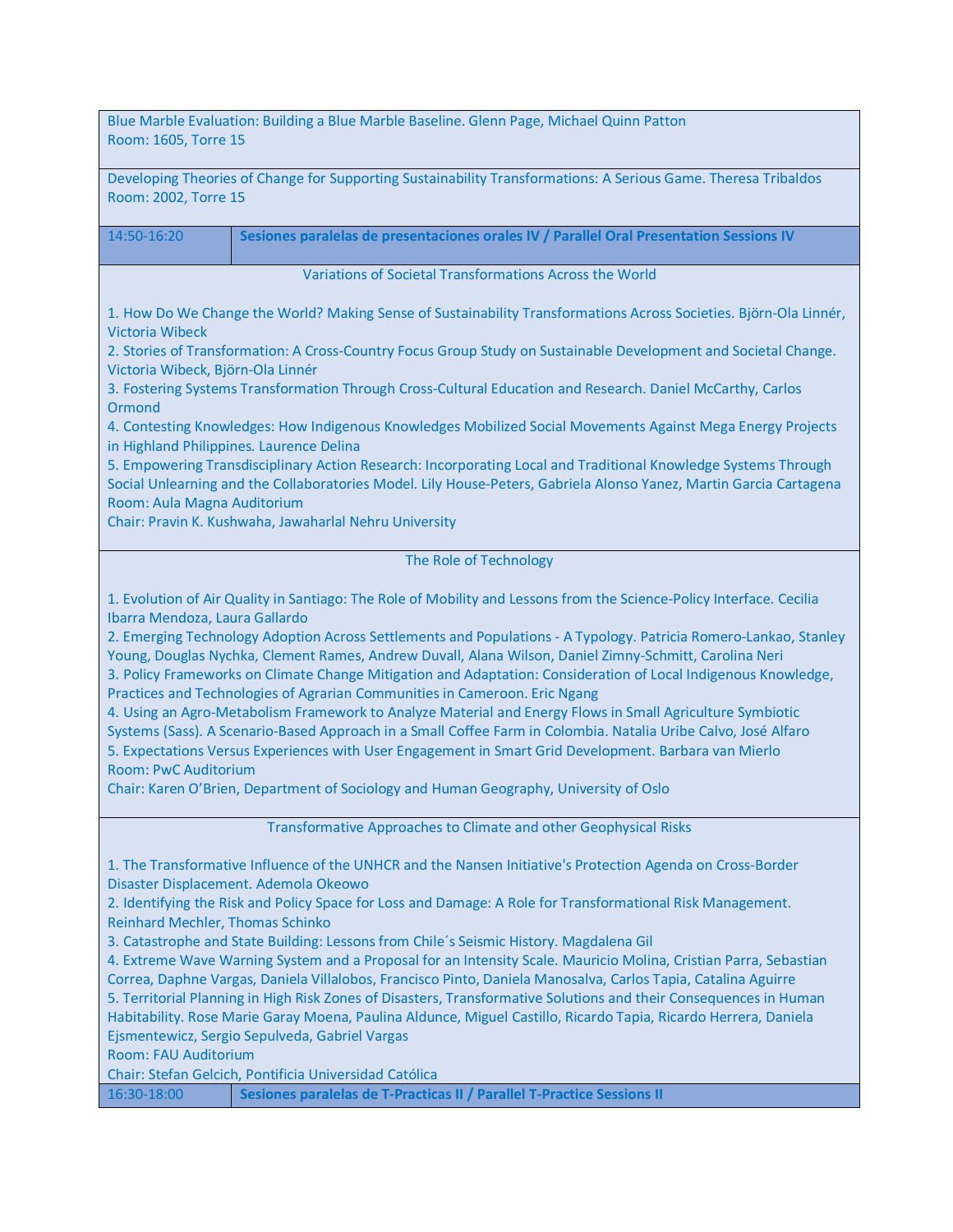Blue Marble Evaluation: Building a Blue Marble Baseline. Glenn Page, Michael Quinn Patton
Room: 1605, Torre 15

Developing Theories of Change for Supporting Sustainability Transformations: A Serious Game. Theresa Tribaldos
Room: 2002, Torre 15

| 14:50-16:20 | **Sesiones paralelas de presentaciones orales IV / Parallel Oral Presentation Sessions IV** |
|---|---|

### Variations of Societal Transformations Across the World

1. How Do We Change the World? Making Sense of Sustainability Transformations Across Societies. Björn-Ola Linnér, Victoria Wibeck
2. Stories of Transformation: A Cross-Country Focus Group Study on Sustainable Development and Societal Change. Victoria Wibeck, Björn-Ola Linnér
3. Fostering Systems Transformation Through Cross-Cultural Education and Research. Daniel McCarthy, Carlos Ormond
4. Contesting Knowledges: How Indigenous Knowledges Mobilized Social Movements Against Mega Energy Projects in Highland Philippines. Laurence Delina
5. Empowering Transdisciplinary Action Research: Incorporating Local and Traditional Knowledge Systems Through Social Unlearning and the Collaboratories Model. Lily House-Peters, Gabriela Alonso Yanez, Martin Garcia Cartagena

Room: Aula Magna Auditorium
Chair: Pravin K. Kushwaha, Jawaharlal Nehru University

### The Role of Technology

1. Evolution of Air Quality in Santiago: The Role of Mobility and Lessons from the Science-Policy Interface. Cecilia Ibarra Mendoza, Laura Gallardo
2. Emerging Technology Adoption Across Settlements and Populations - A Typology. Patricia Romero-Lankao, Stanley Young, Douglas Nychka, Clement Rames, Andrew Duvall, Alana Wilson, Daniel Zimny-Schmitt, Carolina Neri
3. Policy Frameworks on Climate Change Mitigation and Adaptation: Consideration of Local Indigenous Knowledge, Practices and Technologies of Agrarian Communities in Cameroon. Eric Ngang
4. Using an Agro-Metabolism Framework to Analyze Material and Energy Flows in Small Agriculture Symbiotic Systems (Sass). A Scenario-Based Approach in a Small Coffee Farm in Colombia. Natalia Uribe Calvo, José Alfaro
5. Expectations Versus Experiences with User Engagement in Smart Grid Development. Barbara van Mierlo

Room: PwC Auditorium
Chair: Karen O'Brien, Department of Sociology and Human Geography, University of Oslo

### Transformative Approaches to Climate and other Geophysical Risks

1. The Transformative Influence of the UNHCR and the Nansen Initiative's Protection Agenda on Cross-Border Disaster Displacement. Ademola Okeowo
2. Identifying the Risk and Policy Space for Loss and Damage: A Role for Transformational Risk Management. Reinhard Mechler, Thomas Schinko
3. Catastrophe and State Building: Lessons from Chile´s Seismic History. Magdalena Gil
4. Extreme Wave Warning System and a Proposal for an Intensity Scale. Mauricio Molina, Cristian Parra, Sebastian Correa, Daphne Vargas, Daniela Villalobos, Francisco Pinto, Daniela Manosalva, Carlos Tapia, Catalina Aguirre
5. Territorial Planning in High Risk Zones of Disasters, Transformative Solutions and their Consequences in Human Habitability. Rose Marie Garay Moena, Paulina Alduncе, Miguel Castillo, Ricardo Tapia, Ricardo Herrera, Daniela Ejsmentewicz, Sergio Sepulveda, Gabriel Vargas

Room: FAU Auditorium
Chair: Stefan Gelcich, Pontificia Universidad Católica

| 16:30-18:00 | **Sesiones paralelas de T-Practicas II / Parallel T-Practice Sessions II** |
|---|---|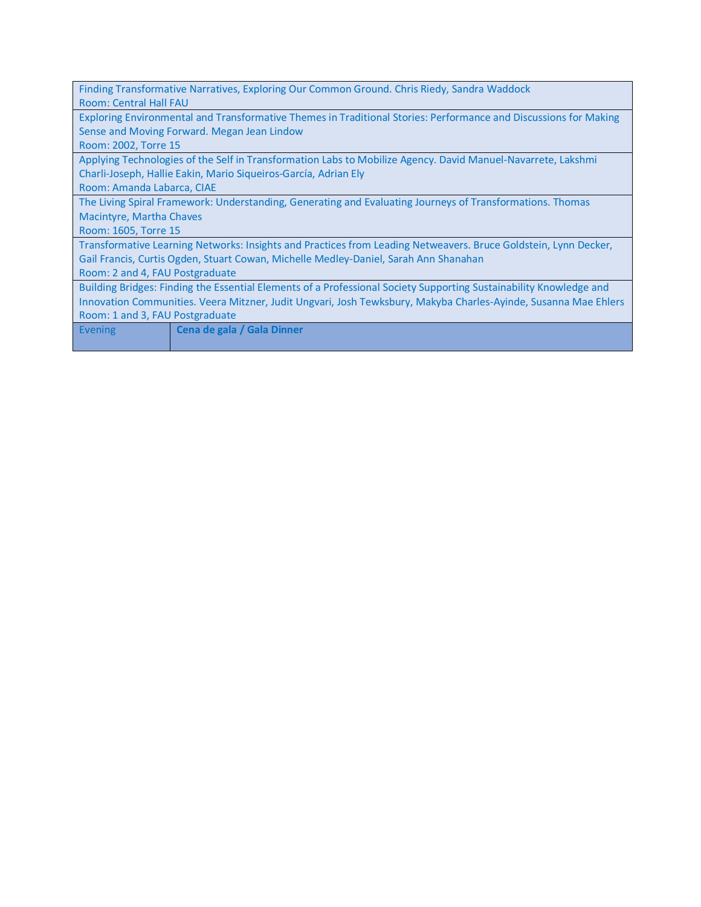| | |
|---|---|
| Finding Transformative Narratives, Exploring Our Common Ground. Chris Riedy, Sandra Waddock<br>Room: Central Hall FAU | |
| Exploring Environmental and Transformative Themes in Traditional Stories: Performance and Discussions for Making Sense and Moving Forward. Megan Jean Lindow<br>Room: 2002, Torre 15 | |
| Applying Technologies of the Self in Transformation Labs to Mobilize Agency. David Manuel-Navarrete, Lakshmi Charli-Joseph, Hallie Eakin, Mario Siqueiros-García, Adrian Ely<br>Room: Amanda Labarca, CIAE | |
| The Living Spiral Framework: Understanding, Generating and Evaluating Journeys of Transformations. Thomas Macintyre, Martha Chaves<br>Room: 1605, Torre 15 | |
| Transformative Learning Networks: Insights and Practices from Leading Netweavers. Bruce Goldstein, Lynn Decker, Gail Francis, Curtis Ogden, Stuart Cowan, Michelle Medley-Daniel, Sarah Ann Shanahan<br>Room: 2 and 4, FAU Postgraduate | |
| Building Bridges: Finding the Essential Elements of a Professional Society Supporting Sustainability Knowledge and Innovation Communities. Veera Mitzner, Judit Ungvari, Josh Tewksbury, Makyba Charles-Ayinde, Susanna Mae Ehlers<br>Room: 1 and 3, FAU Postgraduate | |
| Evening | **Cena de gala / Gala Dinner** |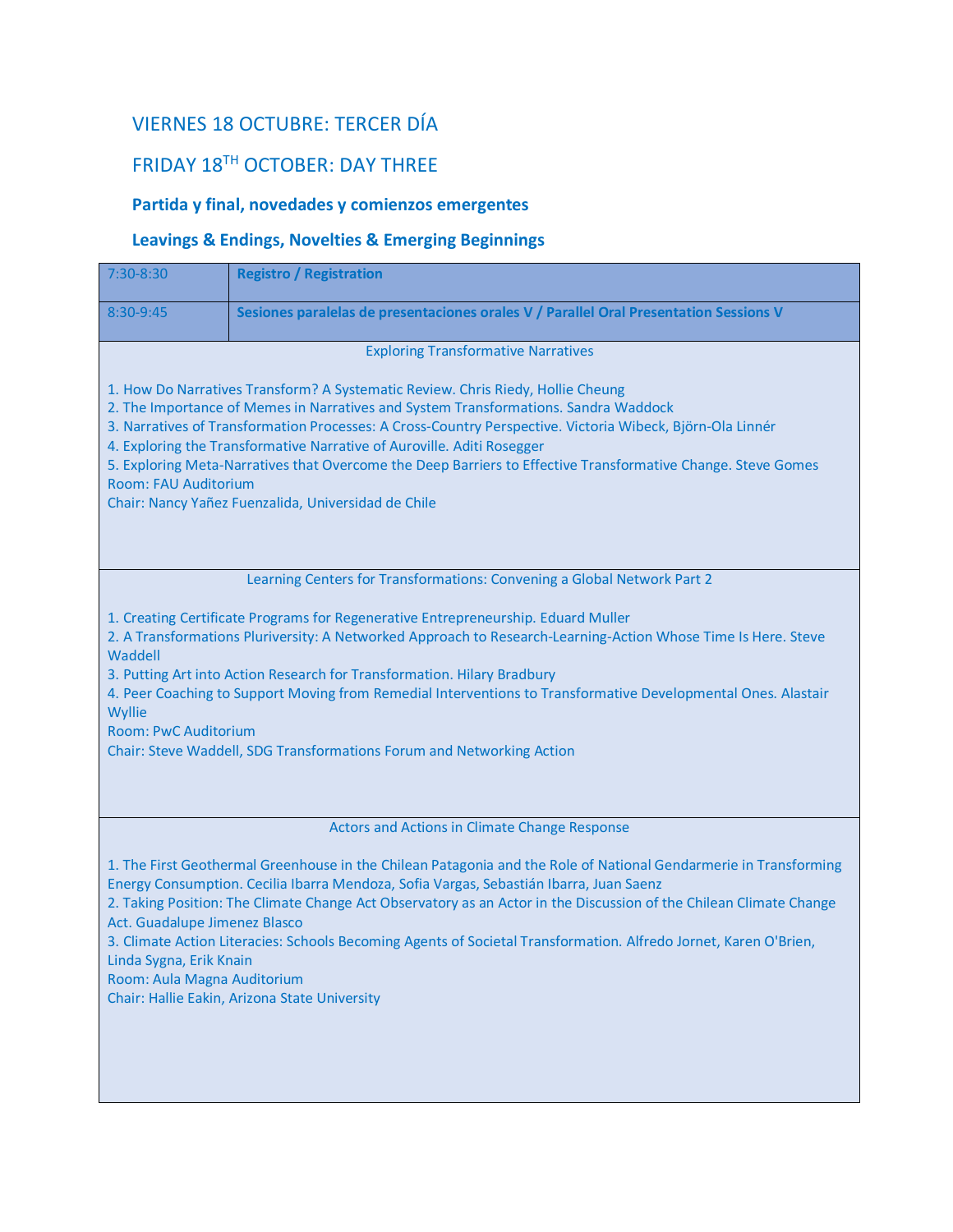# VIERNES 18 OCTUBRE: TERCER DÍA

# FRIDAY 18TH OCTOBER: DAY THREE

### Partida y final, novedades y comienzos emergentes

### Leavings & Endings, Novelties & Emerging Beginnings

| 7:30-8:30 | **Registro / Registration** |
| --- | --- |
| 8:30-9:45 | **Sesiones paralelas de presentaciones orales V / Parallel Oral Presentation Sessions V** |

**Exploring Transformative Narratives**

1. How Do Narratives Transform? A Systematic Review. Chris Riedy, Hollie Cheung
2. The Importance of Memes in Narratives and System Transformations. Sandra Waddock
3. Narratives of Transformation Processes: A Cross-Country Perspective. Victoria Wibeck, Björn-Ola Linnér
4. Exploring the Transformative Narrative of Auroville. Aditi Rosegger
5. Exploring Meta-Narratives that Overcome the Deep Barriers to Effective Transformative Change. Steve Gomes

Room: FAU Auditorium
Chair: Nancy Yañez Fuenzalida, Universidad de Chile

**Learning Centers for Transformations: Convening a Global Network Part 2**

1. Creating Certificate Programs for Regenerative Entrepreneurship. Eduard Muller
2. A Transformations Pluriversity: A Networked Approach to Research-Learning-Action Whose Time Is Here. Steve Waddell
3. Putting Art into Action Research for Transformation. Hilary Bradbury
4. Peer Coaching to Support Moving from Remedial Interventions to Transformative Developmental Ones. Alastair Wyllie

Room: PwC Auditorium
Chair: Steve Waddell, SDG Transformations Forum and Networking Action

**Actors and Actions in Climate Change Response**

1. The First Geothermal Greenhouse in the Chilean Patagonia and the Role of National Gendarmerie in Transforming Energy Consumption. Cecilia Ibarra Mendoza, Sofia Vargas, Sebastián Ibarra, Juan Saenz
2. Taking Position: The Climate Change Act Observatory as an Actor in the Discussion of the Chilean Climate Change Act. Guadalupe Jimenez Blasco
3. Climate Action Literacies: Schools Becoming Agents of Societal Transformation. Alfredo Jornet, Karen O'Brien, Linda Sygna, Erik Knain

Room: Aula Magna Auditorium
Chair: Hallie Eakin, Arizona State University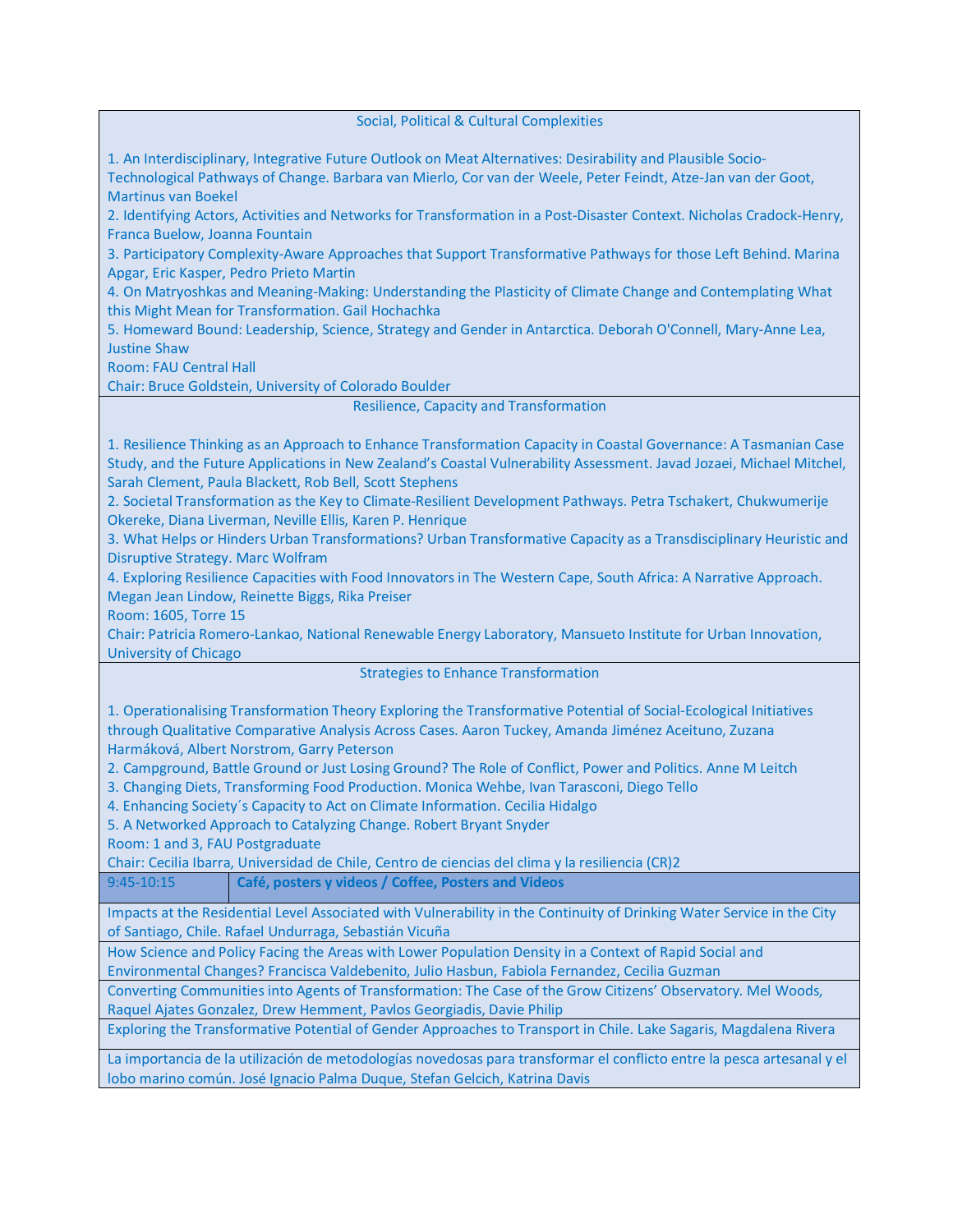### Social, Political & Cultural Complexities

1. An Interdisciplinary, Integrative Future Outlook on Meat Alternatives: Desirability and Plausible Socio-Technological Pathways of Change. Barbara van Mierlo, Cor van der Weele, Peter Feindt, Atze-Jan van der Goot, Martinus van Boekel
2. Identifying Actors, Activities and Networks for Transformation in a Post-Disaster Context. Nicholas Cradock-Henry, Franca Buelow, Joanna Fountain
3. Participatory Complexity-Aware Approaches that Support Transformative Pathways for those Left Behind. Marina Apgar, Eric Kasper, Pedro Prieto Martin
4. On Matryoshkas and Meaning-Making: Understanding the Plasticity of Climate Change and Contemplating What this Might Mean for Transformation. Gail Hochachka
5. Homeward Bound: Leadership, Science, Strategy and Gender in Antarctica. Deborah O'Connell, Mary-Anne Lea, Justine Shaw

Room: FAU Central Hall
Chair: Bruce Goldstein, University of Colorado Boulder

### Resilience, Capacity and Transformation

1. Resilience Thinking as an Approach to Enhance Transformation Capacity in Coastal Governance: A Tasmanian Case Study, and the Future Applications in New Zealand's Coastal Vulnerability Assessment. Javad Jozaei, Michael Mitchel, Sarah Clement, Paula Blackett, Rob Bell, Scott Stephens
2. Societal Transformation as the Key to Climate-Resilient Development Pathways. Petra Tschakert, Chukwumerije Okereke, Diana Liverman, Neville Ellis, Karen P. Henrique
3. What Helps or Hinders Urban Transformations? Urban Transformative Capacity as a Transdisciplinary Heuristic and Disruptive Strategy. Marc Wolfram
4. Exploring Resilience Capacities with Food Innovators in The Western Cape, South Africa: A Narrative Approach. Megan Jean Lindow, Reinette Biggs, Rika Preiser

Room: 1605, Torre 15
Chair: Patricia Romero-Lankao, National Renewable Energy Laboratory, Mansueto Institute for Urban Innovation, University of Chicago

### Strategies to Enhance Transformation

1. Operationalising Transformation Theory Exploring the Transformative Potential of Social-Ecological Initiatives through Qualitative Comparative Analysis Across Cases. Aaron Tuckey, Amanda Jiménez Aceituno, Zuzana Harmáková, Albert Norstrom, Garry Peterson
2. Campground, Battle Ground or Just Losing Ground? The Role of Conflict, Power and Politics. Anne M Leitch
3. Changing Diets, Transforming Food Production. Monica Wehbe, Ivan Tarasconi, Diego Tello
4. Enhancing Society´s Capacity to Act on Climate Information. Cecilia Hidalgo
5. A Networked Approach to Catalyzing Change. Robert Bryant Snyder

Room: 1 and 3, FAU Postgraduate
Chair: Cecilia Ibarra, Universidad de Chile, Centro de ciencias del clima y la resiliencia (CR)2

| 9:45-10:15 | **Café, posters y videos / Coffee, Posters and Videos** |
|---|---|

Impacts at the Residential Level Associated with Vulnerability in the Continuity of Drinking Water Service in the City of Santiago, Chile. Rafael Undurraga, Sebastián Vicuña

How Science and Policy Facing the Areas with Lower Population Density in a Context of Rapid Social and Environmental Changes? Francisca Valdebenito, Julio Hasbun, Fabiola Fernandez, Cecilia Guzman

Converting Communities into Agents of Transformation: The Case of the Grow Citizens' Observatory. Mel Woods, Raquel Ajates Gonzalez, Drew Hemment, Pavlos Georgiadis, Davie Philip

Exploring the Transformative Potential of Gender Approaches to Transport in Chile. Lake Sagaris, Magdalena Rivera

La importancia de la utilización de metodologías novedosas para transformar el conflicto entre la pesca artesanal y el lobo marino común. José Ignacio Palma Duque, Stefan Gelcich, Katrina Davis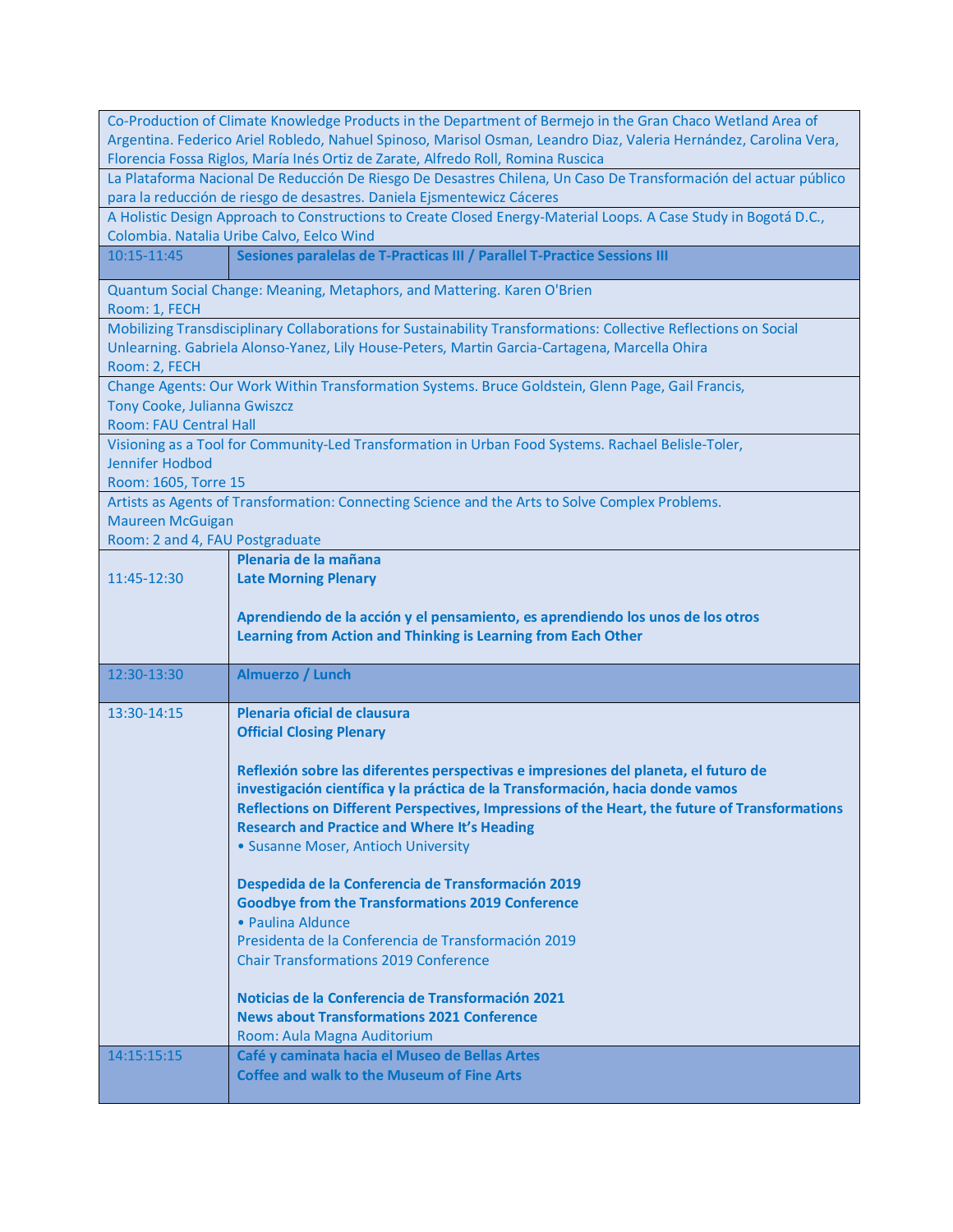| | |
|---|---|
| Co-Production of Climate Knowledge Products in the Department of Bermejo in the Gran Chaco Wetland Area of Argentina. Federico Ariel Robledo, Nahuel Spinoso, Marisol Osman, Leandro Diaz, Valeria Hernández, Carolina Vera, Florencia Fossa Riglos, María Inés Ortiz de Zarate, Alfredo Roll, Romina Ruscica | |
| La Plataforma Nacional De Reducción De Riesgo De Desastres Chilena, Un Caso De Transformación del actuar público para la reducción de riesgo de desastres. Daniela Ejsmentewicz Cáceres | |
| A Holistic Design Approach to Constructions to Create Closed Energy-Material Loops. A Case Study in Bogotá D.C., Colombia. Natalia Uribe Calvo, Eelco Wind | |
| 10:15-11:45 | **Sesiones paralelas de T-Practicas III / Parallel T-Practice Sessions III** |
| Quantum Social Change: Meaning, Metaphors, and Mattering. Karen O'Brien<br>Room: 1, FECH | |
| Mobilizing Transdisciplinary Collaborations for Sustainability Transformations: Collective Reflections on Social Unlearning. Gabriela Alonso-Yanez, Lily House-Peters, Martin Garcia-Cartagena, Marcella Ohira<br>Room: 2, FECH | |
| Change Agents: Our Work Within Transformation Systems. Bruce Goldstein, Glenn Page, Gail Francis, Tony Cooke, Julianna Gwiszcz<br>Room: FAU Central Hall | |
| Visioning as a Tool for Community-Led Transformation in Urban Food Systems. Rachael Belisle-Toler, Jennifer Hodbod<br>Room: 1605, Torre 15 | |
| Artists as Agents of Transformation: Connecting Science and the Arts to Solve Complex Problems. Maureen McGuigan<br>Room: 2 and 4, FAU Postgraduate | |
| 11:45-12:30 | **Plenaria de la mañana**<br>**Late Morning Plenary**<br><br>**Aprendiendo de la acción y el pensamiento, es aprendiendo los unos de los otros**<br>**Learning from Action and Thinking is Learning from Each Other** |
| 12:30-13:30 | **Almuerzo / Lunch** |
| 13:30-14:15 | **Plenaria oficial de clausura**<br>**Official Closing Plenary**<br><br>**Reflexión sobre las diferentes perspectivas e impresiones del planeta, el futuro de investigación científica y la práctica de la Transformación, hacia donde vamos**<br>**Reflections on Different Perspectives, Impressions of the Heart, the future of Transformations Research and Practice and Where It's Heading**<br>• Susanne Moser, Antioch University<br><br>**Despedida de la Conferencia de Transformación 2019**<br>**Goodbye from the Transformations 2019 Conference**<br>• Paulina Aldunce<br>Presidenta de la Conferencia de Transformación 2019<br>Chair Transformations 2019 Conference<br><br>**Noticias de la Conferencia de Transformación 2021**<br>**News about Transformations 2021 Conference**<br>Room: Aula Magna Auditorium |
| 14:15:15:15 | **Café y caminata hacia el Museo de Bellas Artes**<br>**Coffee and walk to the Museum of Fine Arts** |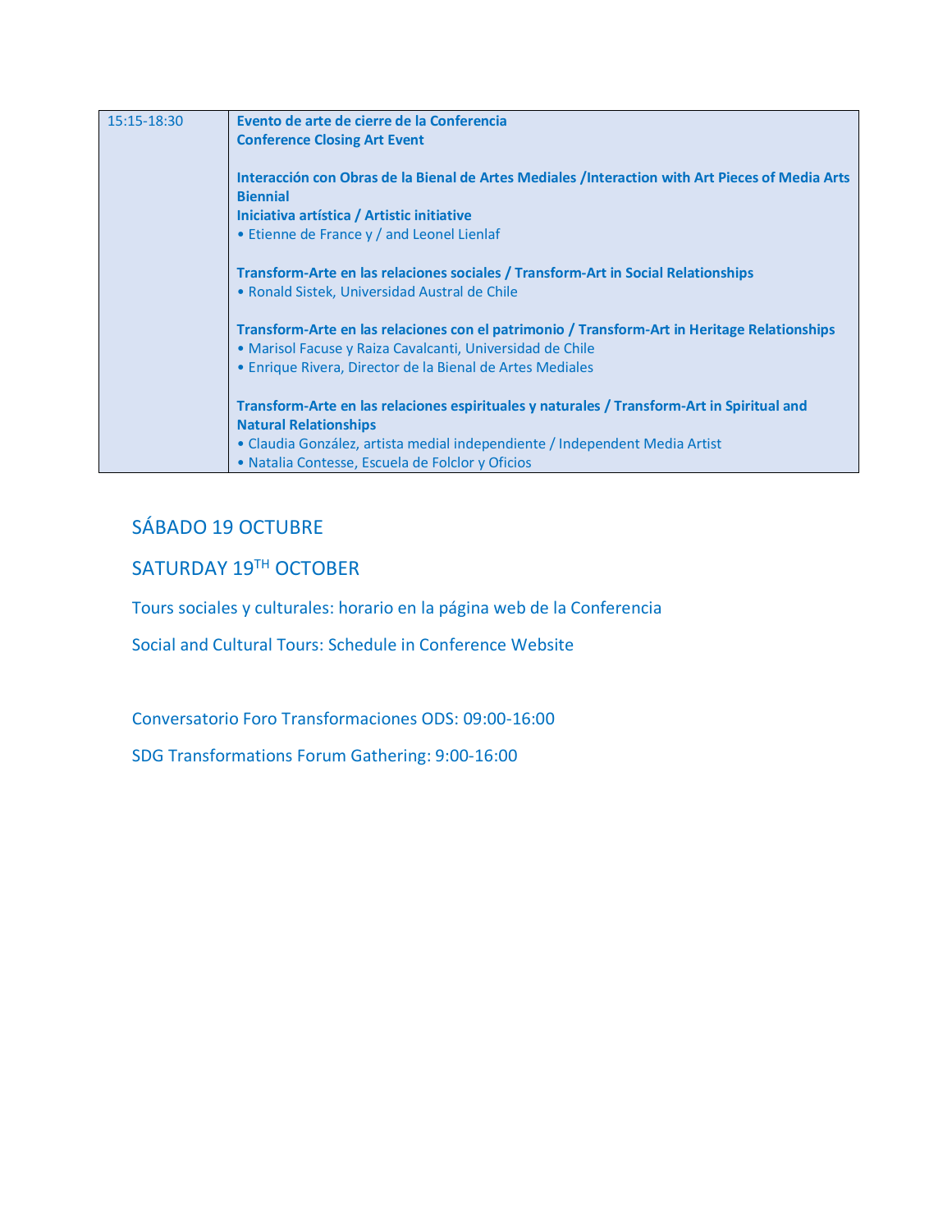| | |
|---|---|
| 15:15-18:30 | **Evento de arte de cierre de la Conferencia**<br>**Conference Closing Art Event**<br><br>**Interacción con Obras de la Bienal de Artes Mediales /Interaction with Art Pieces of Media Arts Biennial**<br>**Iniciativa artística / Artistic initiative**<br>• Etienne de France y / and Leonel Lienlaf<br><br>**Transform-Arte en las relaciones sociales / Transform-Art in Social Relationships**<br>• Ronald Sistek, Universidad Austral de Chile<br><br>**Transform-Arte en las relaciones con el patrimonio / Transform-Art in Heritage Relationships**<br>• Marisol Facuse y Raiza Cavalcanti, Universidad de Chile<br>• Enrique Rivera, Director de la Bienal de Artes Mediales<br><br>**Transform-Arte en las relaciones espirituales y naturales / Transform-Art in Spiritual and Natural Relationships**<br>• Claudia González, artista medial independiente / Independent Media Artist<br>• Natalia Contesse, Escuela de Folclor y Oficios |

## SÁBADO 19 OCTUBRE

## SATURDAY 19TH OCTOBER

Tours sociales y culturales: horario en la página web de la Conferencia

Social and Cultural Tours: Schedule in Conference Website

Conversatorio Foro Transformaciones ODS: 09:00-16:00

SDG Transformations Forum Gathering: 9:00-16:00